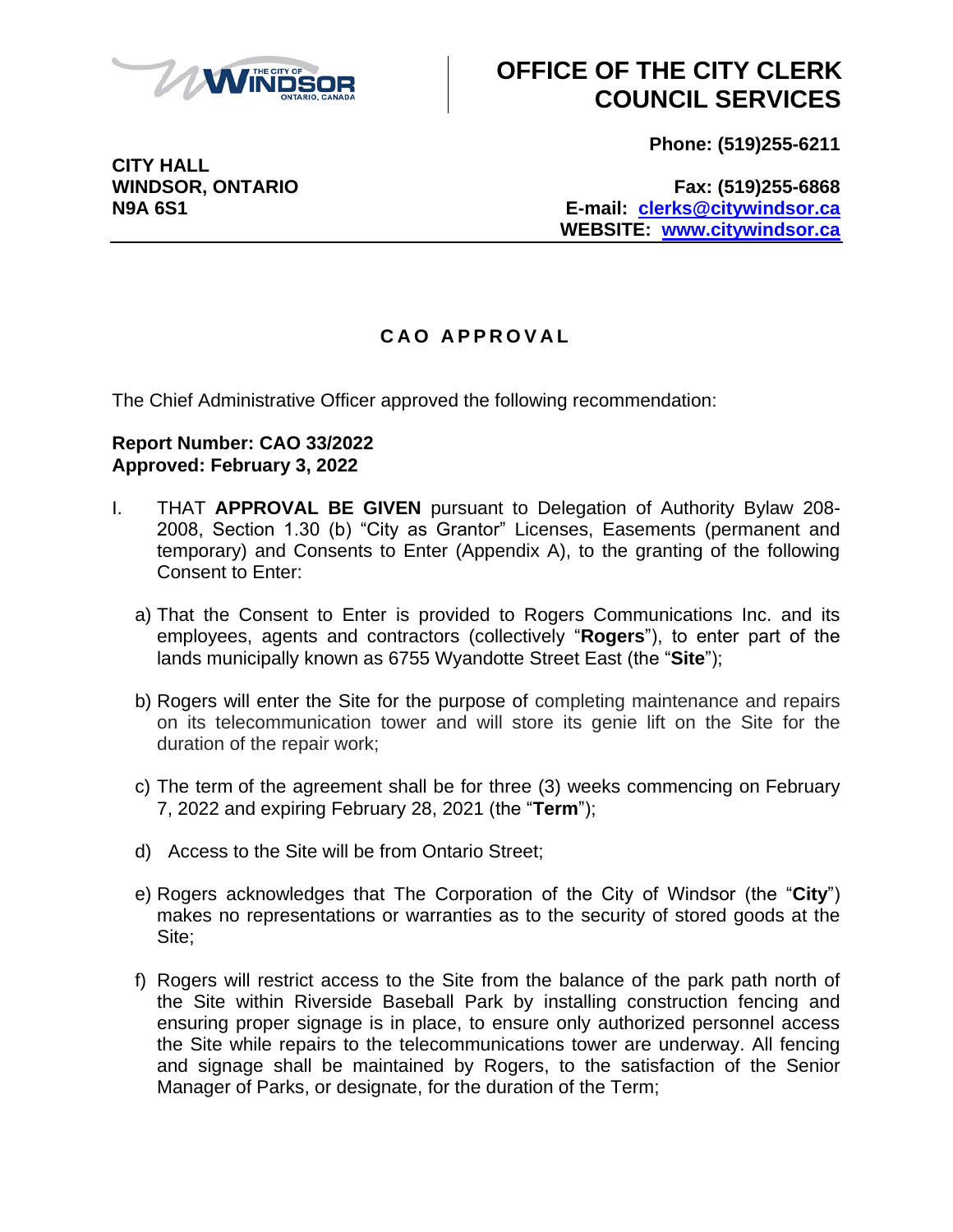# OFFICE OF THE CITY CLERK COUNCIL SERVICES

**CITY HALL**
**WINDSOR, ONTARIO**
**N9A 6S1**

**Phone: (519)255-6211**

**Fax: (519)255-6868**
**E-mail: clerks@citywindsor.ca**
**WEBSITE: www.citywindsor.ca**

---

## C A O   A P P R O V A L

The Chief Administrative Officer approved the following recommendation:

**Report Number: CAO 33/2022**
**Approved: February 3, 2022**

I. THAT **APPROVAL BE GIVEN** pursuant to Delegation of Authority Bylaw 208-2008, Section 1.30 (b) "City as Grantor" Licenses, Easements (permanent and temporary) and Consents to Enter (Appendix A), to the granting of the following Consent to Enter:

a) That the Consent to Enter is provided to Rogers Communications Inc. and its employees, agents and contractors (collectively "**Rogers**"), to enter part of the lands municipally known as 6755 Wyandotte Street East (the "**Site**");

b) Rogers will enter the Site for the purpose of completing maintenance and repairs on its telecommunication tower and will store its genie lift on the Site for the duration of the repair work;

c) The term of the agreement shall be for three (3) weeks commencing on February 7, 2022 and expiring February 28, 2021 (the "**Term**");

d) Access to the Site will be from Ontario Street;

e) Rogers acknowledges that The Corporation of the City of Windsor (the "**City**") makes no representations or warranties as to the security of stored goods at the Site;

f) Rogers will restrict access to the Site from the balance of the park path north of the Site within Riverside Baseball Park by installing construction fencing and ensuring proper signage is in place, to ensure only authorized personnel access the Site while repairs to the telecommunications tower are underway. All fencing and signage shall be maintained by Rogers, to the satisfaction of the Senior Manager of Parks, or designate, for the duration of the Term;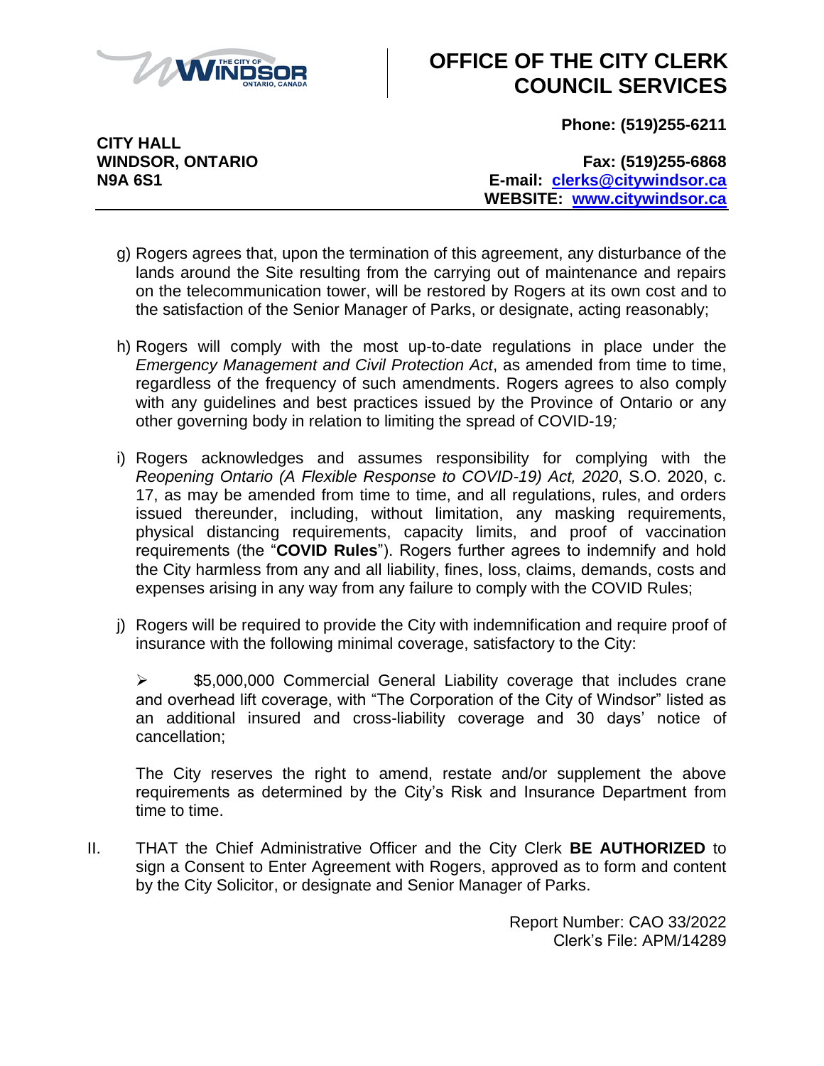g) Rogers agrees that, upon the termination of this agreement, any disturbance of the lands around the Site resulting from the carrying out of maintenance and repairs on the telecommunication tower, will be restored by Rogers at its own cost and to the satisfaction of the Senior Manager of Parks, or designate, acting reasonably;

h) Rogers will comply with the most up-to-date regulations in place under the *Emergency Management and Civil Protection Act*, as amended from time to time, regardless of the frequency of such amendments. Rogers agrees to also comply with any guidelines and best practices issued by the Province of Ontario or any other governing body in relation to limiting the spread of COVID-19*;*

i) Rogers acknowledges and assumes responsibility for complying with the *Reopening Ontario (A Flexible Response to COVID-19) Act, 2020*, S.O. 2020, c. 17, as may be amended from time to time, and all regulations, rules, and orders issued thereunder, including, without limitation, any masking requirements, physical distancing requirements, capacity limits, and proof of vaccination requirements (the "**COVID Rules**"). Rogers further agrees to indemnify and hold the City harmless from any and all liability, fines, loss, claims, demands, costs and expenses arising in any way from any failure to comply with the COVID Rules;

j) Rogers will be required to provide the City with indemnification and require proof of insurance with the following minimal coverage, satisfactory to the City:

   - $5,000,000 Commercial General Liability coverage that includes crane and overhead lift coverage, with "The Corporation of the City of Windsor" listed as an additional insured and cross-liability coverage and 30 days' notice of cancellation;

   The City reserves the right to amend, restate and/or supplement the above requirements as determined by the City's Risk and Insurance Department from time to time.

II. THAT the Chief Administrative Officer and the City Clerk **BE AUTHORIZED** to sign a Consent to Enter Agreement with Rogers, approved as to form and content by the City Solicitor, or designate and Senior Manager of Parks.

Report Number: CAO 33/2022
Clerk's File: APM/14289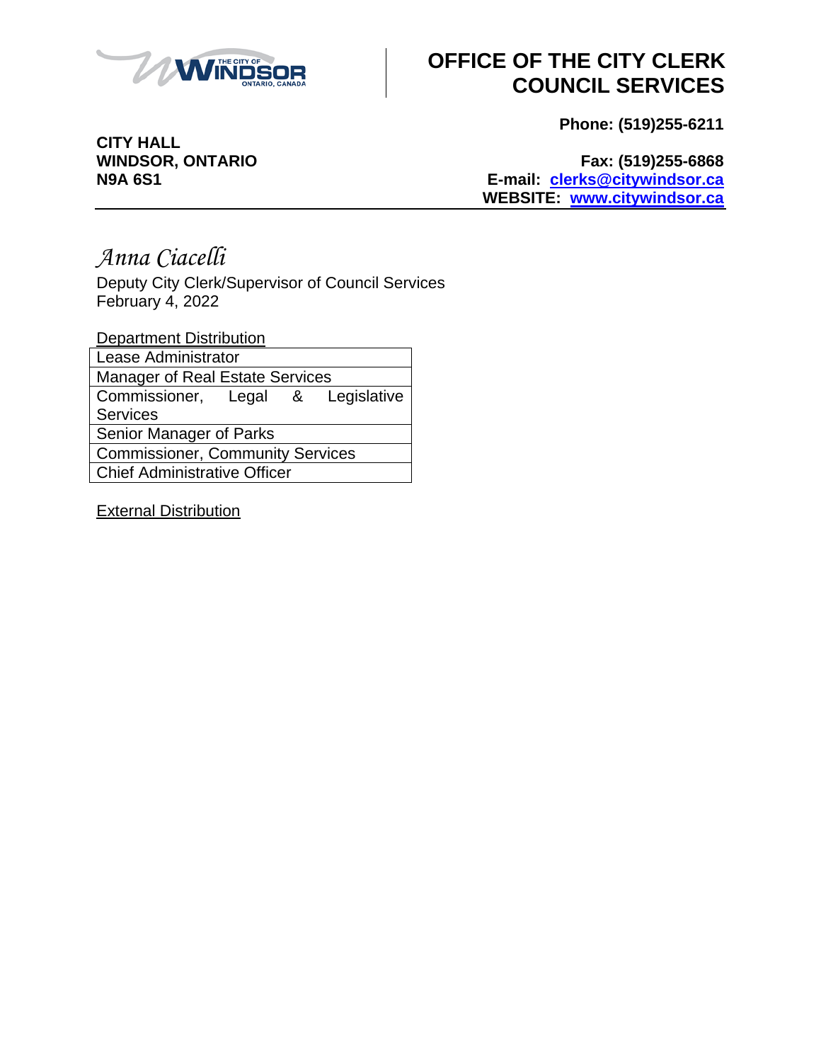# OFFICE OF THE CITY CLERK COUNCIL SERVICES

**CITY HALL**
**WINDSOR, ONTARIO**
**N9A 6S1**

**Phone: (519)255-6211**

**Fax: (519)255-6868**
**E-mail: clerks@citywindsor.ca**
**WEBSITE: www.citywindsor.ca**

*Anna Ciacelli*

Deputy City Clerk/Supervisor of Council Services
February 4, 2022

Department Distribution

| |
|---|
| Lease Administrator |
| Manager of Real Estate Services |
| Commissioner, Legal & Legislative Services |
| Senior Manager of Parks |
| Commissioner, Community Services |
| Chief Administrative Officer |

External Distribution